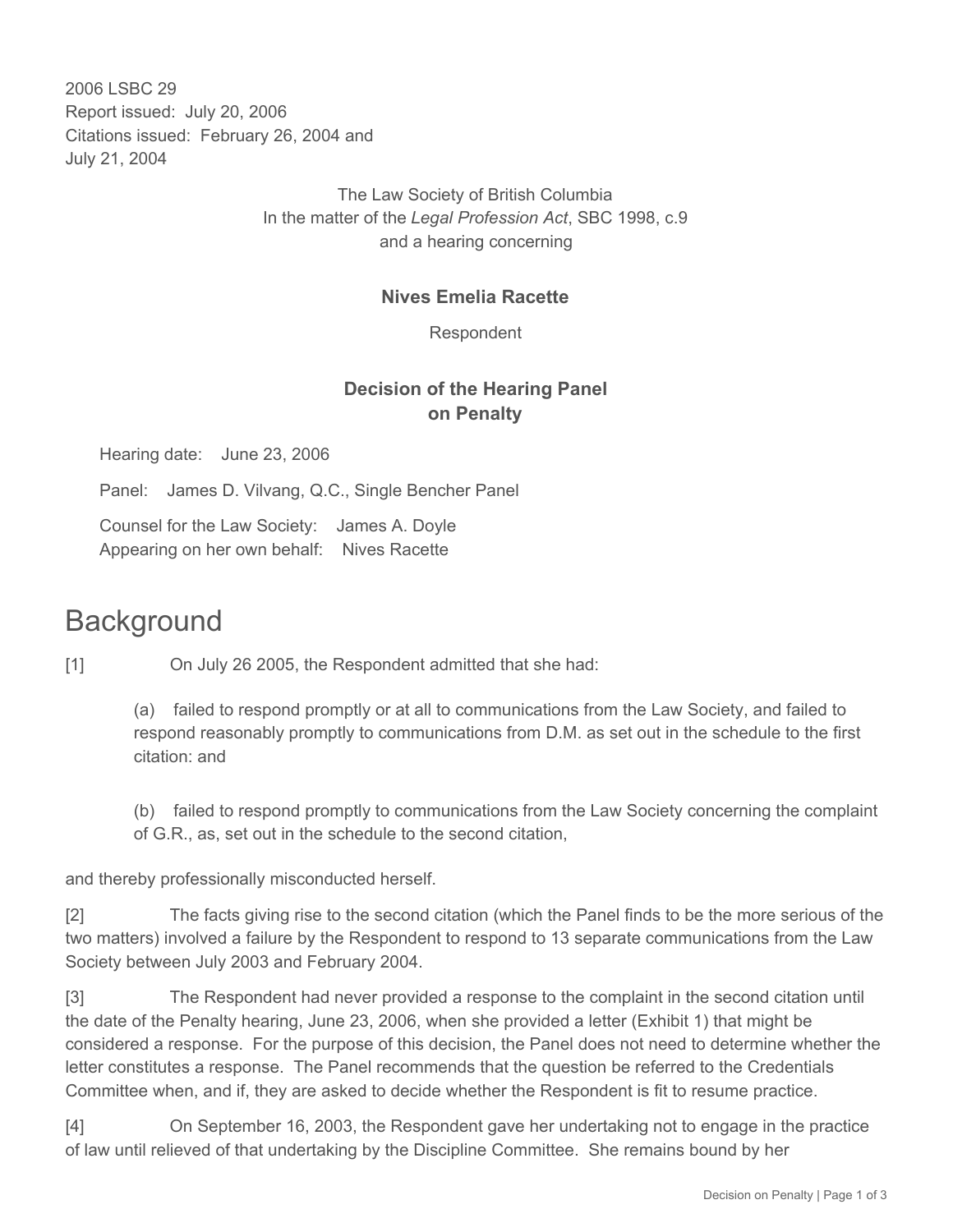2006 LSBC 29
Report issued: July 20, 2006
Citations issued: February 26, 2004 and
July 21, 2004

The Law Society of British Columbia
In the matter of the *Legal Profession Act*, SBC 1998, c.9
and a hearing concerning

**Nives Emelia Racette**

Respondent

**Decision of the Hearing Panel**
**on Penalty**

Hearing date: June 23, 2006

Panel: James D. Vilvang, Q.C., Single Bencher Panel

Counsel for the Law Society: James A. Doyle
Appearing on her own behalf: Nives Racette

# Background

[1] On July 26 2005, the Respondent admitted that she had:

(a) failed to respond promptly or at all to communications from the Law Society, and failed to respond reasonably promptly to communications from D.M. as set out in the schedule to the first citation: and

(b) failed to respond promptly to communications from the Law Society concerning the complaint of G.R., as, set out in the schedule to the second citation,

and thereby professionally misconducted herself.

[2] The facts giving rise to the second citation (which the Panel finds to be the more serious of the two matters) involved a failure by the Respondent to respond to 13 separate communications from the Law Society between July 2003 and February 2004.

[3] The Respondent had never provided a response to the complaint in the second citation until the date of the Penalty hearing, June 23, 2006, when she provided a letter (Exhibit 1) that might be considered a response. For the purpose of this decision, the Panel does not need to determine whether the letter constitutes a response. The Panel recommends that the question be referred to the Credentials Committee when, and if, they are asked to decide whether the Respondent is fit to resume practice.

[4] On September 16, 2003, the Respondent gave her undertaking not to engage in the practice of law until relieved of that undertaking by the Discipline Committee. She remains bound by her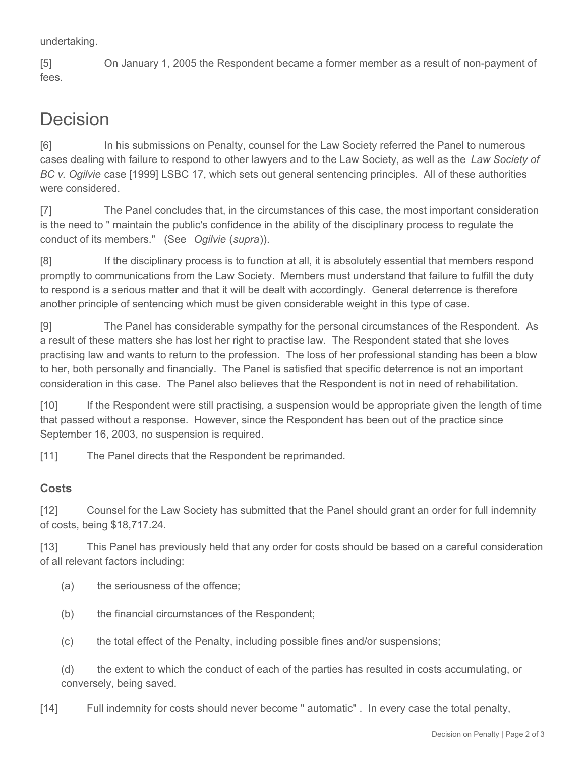undertaking.

[5] On January 1, 2005 the Respondent became a former member as a result of non-payment of fees.

# Decision

[6] In his submissions on Penalty, counsel for the Law Society referred the Panel to numerous cases dealing with failure to respond to other lawyers and to the Law Society, as well as the *Law Society of BC v. Ogilvie* case [1999] LSBC 17, which sets out general sentencing principles. All of these authorities were considered.

[7] The Panel concludes that, in the circumstances of this case, the most important consideration is the need to " maintain the public's confidence in the ability of the disciplinary process to regulate the conduct of its members." (See *Ogilvie* (*supra*)).

[8] If the disciplinary process is to function at all, it is absolutely essential that members respond promptly to communications from the Law Society. Members must understand that failure to fulfill the duty to respond is a serious matter and that it will be dealt with accordingly. General deterrence is therefore another principle of sentencing which must be given considerable weight in this type of case.

[9] The Panel has considerable sympathy for the personal circumstances of the Respondent. As a result of these matters she has lost her right to practise law. The Respondent stated that she loves practising law and wants to return to the profession. The loss of her professional standing has been a blow to her, both personally and financially. The Panel is satisfied that specific deterrence is not an important consideration in this case. The Panel also believes that the Respondent is not in need of rehabilitation.

[10] If the Respondent were still practising, a suspension would be appropriate given the length of time that passed without a response. However, since the Respondent has been out of the practice since September 16, 2003, no suspension is required.

[11] The Panel directs that the Respondent be reprimanded.

### Costs

[12] Counsel for the Law Society has submitted that the Panel should grant an order for full indemnity of costs, being $18,717.24.

[13] This Panel has previously held that any order for costs should be based on a careful consideration of all relevant factors including:

(a) the seriousness of the offence;

(b) the financial circumstances of the Respondent;

(c) the total effect of the Penalty, including possible fines and/or suspensions;

(d) the extent to which the conduct of each of the parties has resulted in costs accumulating, or conversely, being saved.

[14] Full indemnity for costs should never become " automatic" . In every case the total penalty,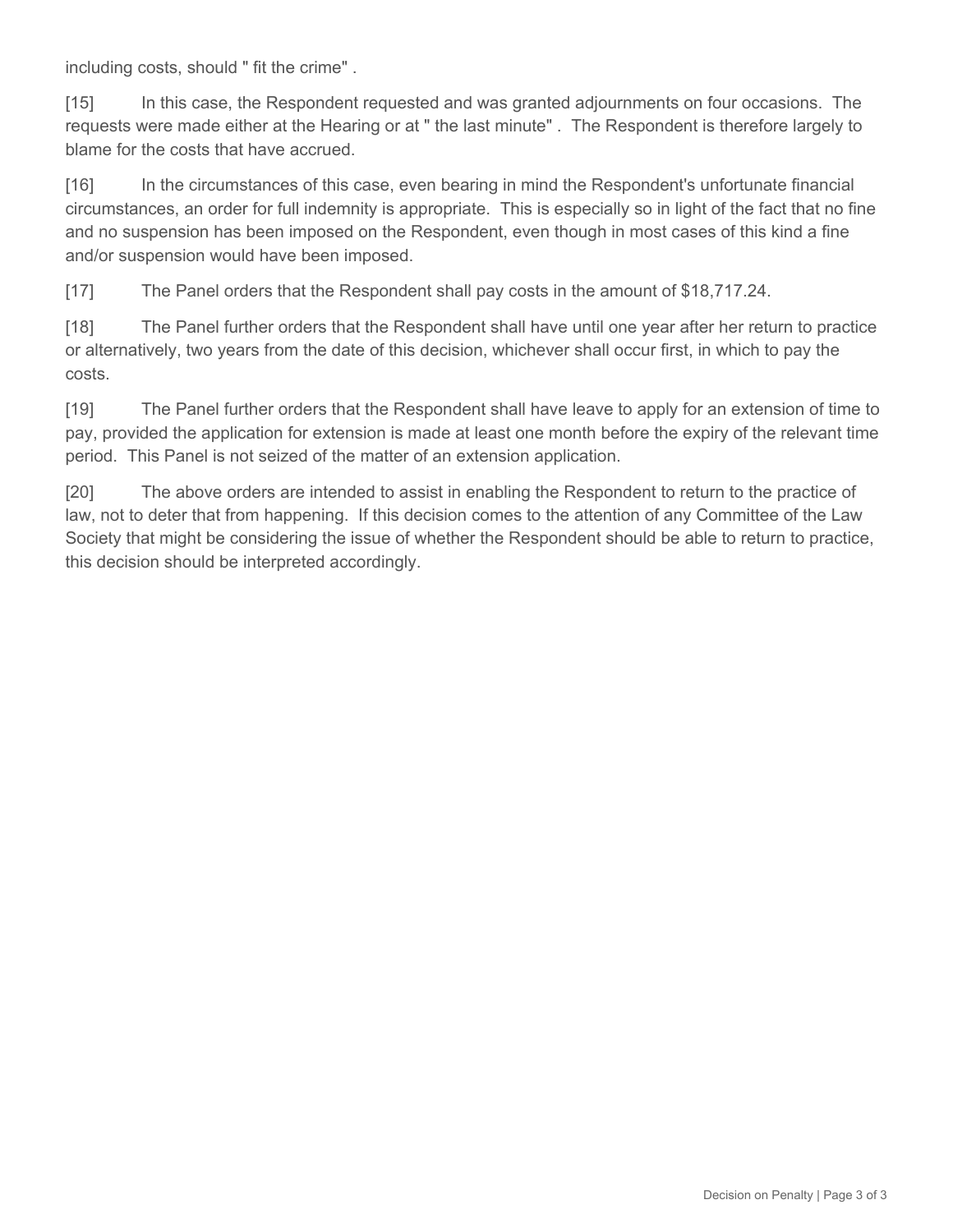including costs, should " fit the crime" .

[15] In this case, the Respondent requested and was granted adjournments on four occasions. The requests were made either at the Hearing or at " the last minute" . The Respondent is therefore largely to blame for the costs that have accrued.

[16] In the circumstances of this case, even bearing in mind the Respondent's unfortunate financial circumstances, an order for full indemnity is appropriate. This is especially so in light of the fact that no fine and no suspension has been imposed on the Respondent, even though in most cases of this kind a fine and/or suspension would have been imposed.

[17] The Panel orders that the Respondent shall pay costs in the amount of $18,717.24.

[18] The Panel further orders that the Respondent shall have until one year after her return to practice or alternatively, two years from the date of this decision, whichever shall occur first, in which to pay the costs.

[19] The Panel further orders that the Respondent shall have leave to apply for an extension of time to pay, provided the application for extension is made at least one month before the expiry of the relevant time period. This Panel is not seized of the matter of an extension application.

[20] The above orders are intended to assist in enabling the Respondent to return to the practice of law, not to deter that from happening. If this decision comes to the attention of any Committee of the Law Society that might be considering the issue of whether the Respondent should be able to return to practice, this decision should be interpreted accordingly.